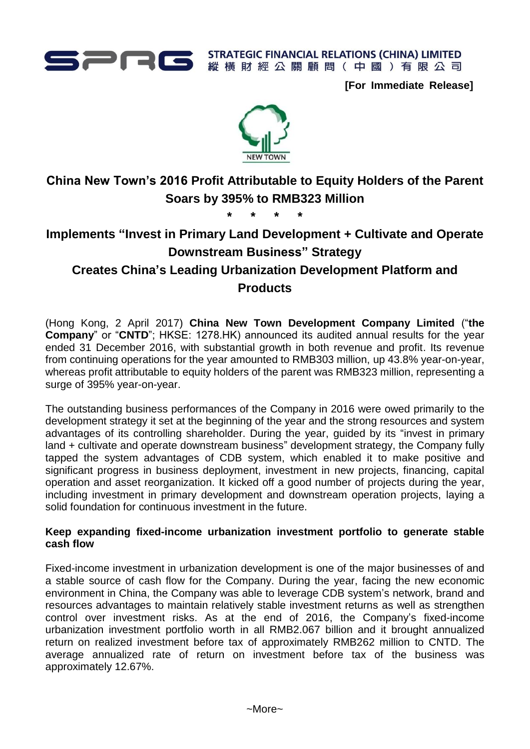STRATEGIC FINANCIAL RELATIONS (CHINA) LIMITED
縱橫財經公關顧問(中國)有限公司

**[For Immediate Release]**

# China New Town's 2016 Profit Attributable to Equity Holders of the Parent Soars by 395% to RMB323 Million

\* \* \* \*

## Implements "Invest in Primary Land Development + Cultivate and Operate Downstream Business" Strategy

## Creates China's Leading Urbanization Development Platform and Products

(Hong Kong, 2 April 2017) **China New Town Development Company Limited** ("**the Company**" or "**CNTD**"; HKSE: 1278.HK) announced its audited annual results for the year ended 31 December 2016, with substantial growth in both revenue and profit. Its revenue from continuing operations for the year amounted to RMB303 million, up 43.8% year-on-year, whereas profit attributable to equity holders of the parent was RMB323 million, representing a surge of 395% year-on-year.

The outstanding business performances of the Company in 2016 were owed primarily to the development strategy it set at the beginning of the year and the strong resources and system advantages of its controlling shareholder. During the year, guided by its "invest in primary land + cultivate and operate downstream business" development strategy, the Company fully tapped the system advantages of CDB system, which enabled it to make positive and significant progress in business deployment, investment in new projects, financing, capital operation and asset reorganization. It kicked off a good number of projects during the year, including investment in primary development and downstream operation projects, laying a solid foundation for continuous investment in the future.

**Keep expanding fixed-income urbanization investment portfolio to generate stable cash flow**

Fixed-income investment in urbanization development is one of the major businesses of and a stable source of cash flow for the Company. During the year, facing the new economic environment in China, the Company was able to leverage CDB system's network, brand and resources advantages to maintain relatively stable investment returns as well as strengthen control over investment risks. As at the end of 2016, the Company's fixed-income urbanization investment portfolio worth in all RMB2.067 billion and it brought annualized return on realized investment before tax of approximately RMB262 million to CNTD. The average annualized rate of return on investment before tax of the business was approximately 12.67%.

~More~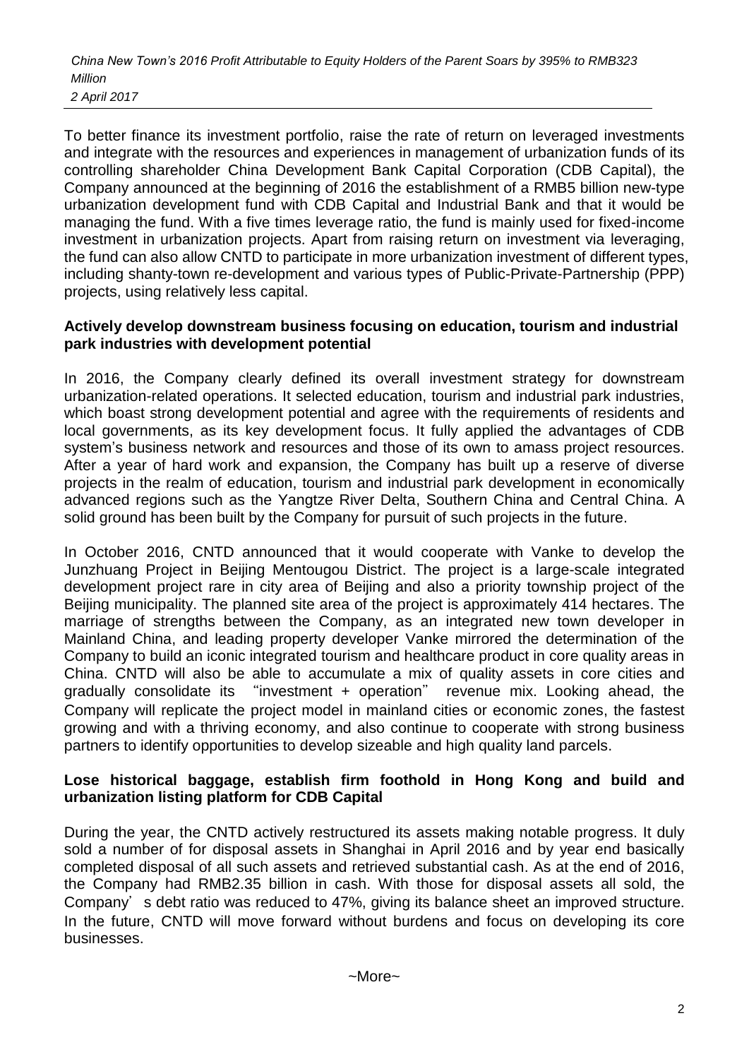To better finance its investment portfolio, raise the rate of return on leveraged investments and integrate with the resources and experiences in management of urbanization funds of its controlling shareholder China Development Bank Capital Corporation (CDB Capital), the Company announced at the beginning of 2016 the establishment of a RMB5 billion new-type urbanization development fund with CDB Capital and Industrial Bank and that it would be managing the fund. With a five times leverage ratio, the fund is mainly used for fixed-income investment in urbanization projects. Apart from raising return on investment via leveraging, the fund can also allow CNTD to participate in more urbanization investment of different types, including shanty-town re-development and various types of Public-Private-Partnership (PPP) projects, using relatively less capital.

**Actively develop downstream business focusing on education, tourism and industrial park industries with development potential**

In 2016, the Company clearly defined its overall investment strategy for downstream urbanization-related operations. It selected education, tourism and industrial park industries, which boast strong development potential and agree with the requirements of residents and local governments, as its key development focus. It fully applied the advantages of CDB system's business network and resources and those of its own to amass project resources. After a year of hard work and expansion, the Company has built up a reserve of diverse projects in the realm of education, tourism and industrial park development in economically advanced regions such as the Yangtze River Delta, Southern China and Central China. A solid ground has been built by the Company for pursuit of such projects in the future.

In October 2016, CNTD announced that it would cooperate with Vanke to develop the Junzhuang Project in Beijing Mentougou District. The project is a large-scale integrated development project rare in city area of Beijing and also a priority township project of the Beijing municipality. The planned site area of the project is approximately 414 hectares. The marriage of strengths between the Company, as an integrated new town developer in Mainland China, and leading property developer Vanke mirrored the determination of the Company to build an iconic integrated tourism and healthcare product in core quality areas in China. CNTD will also be able to accumulate a mix of quality assets in core cities and gradually consolidate its "investment + operation" revenue mix. Looking ahead, the Company will replicate the project model in mainland cities or economic zones, the fastest growing and with a thriving economy, and also continue to cooperate with strong business partners to identify opportunities to develop sizeable and high quality land parcels.

**Lose historical baggage, establish firm foothold in Hong Kong and build and urbanization listing platform for CDB Capital**

During the year, the CNTD actively restructured its assets making notable progress. It duly sold a number of for disposal assets in Shanghai in April 2016 and by year end basically completed disposal of all such assets and retrieved substantial cash. As at the end of 2016, the Company had RMB2.35 billion in cash. With those for disposal assets all sold, the Company's debt ratio was reduced to 47%, giving its balance sheet an improved structure. In the future, CNTD will move forward without burdens and focus on developing its core businesses.

~More~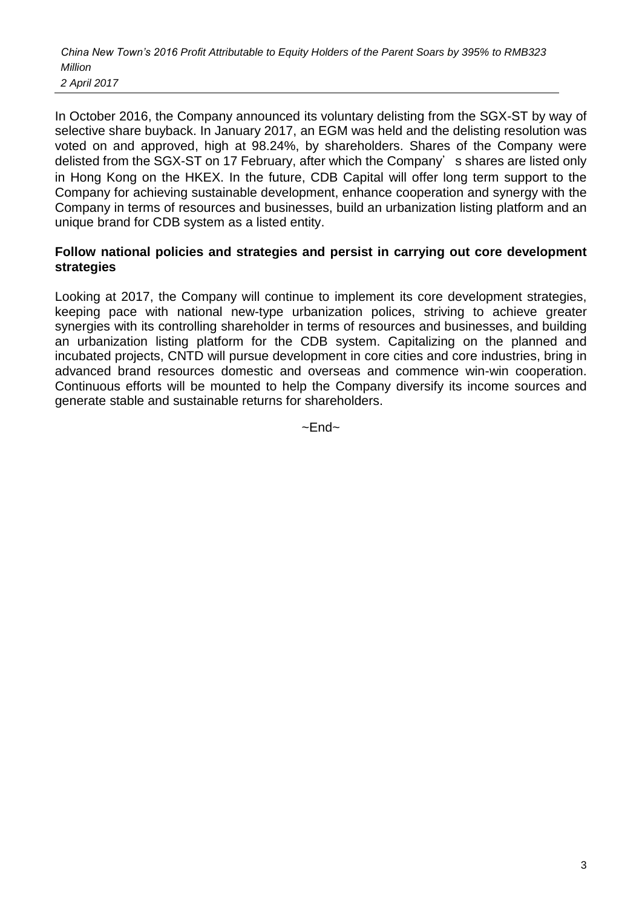In October 2016, the Company announced its voluntary delisting from the SGX-ST by way of selective share buyback. In January 2017, an EGM was held and the delisting resolution was voted on and approved, high at 98.24%, by shareholders. Shares of the Company were delisted from the SGX-ST on 17 February, after which the Company's shares are listed only in Hong Kong on the HKEX. In the future, CDB Capital will offer long term support to the Company for achieving sustainable development, enhance cooperation and synergy with the Company in terms of resources and businesses, build an urbanization listing platform and an unique brand for CDB system as a listed entity.

**Follow national policies and strategies and persist in carrying out core development strategies**

Looking at 2017, the Company will continue to implement its core development strategies, keeping pace with national new-type urbanization polices, striving to achieve greater synergies with its controlling shareholder in terms of resources and businesses, and building an urbanization listing platform for the CDB system. Capitalizing on the planned and incubated projects, CNTD will pursue development in core cities and core industries, bring in advanced brand resources domestic and overseas and commence win-win cooperation. Continuous efforts will be mounted to help the Company diversify its income sources and generate stable and sustainable returns for shareholders.

~End~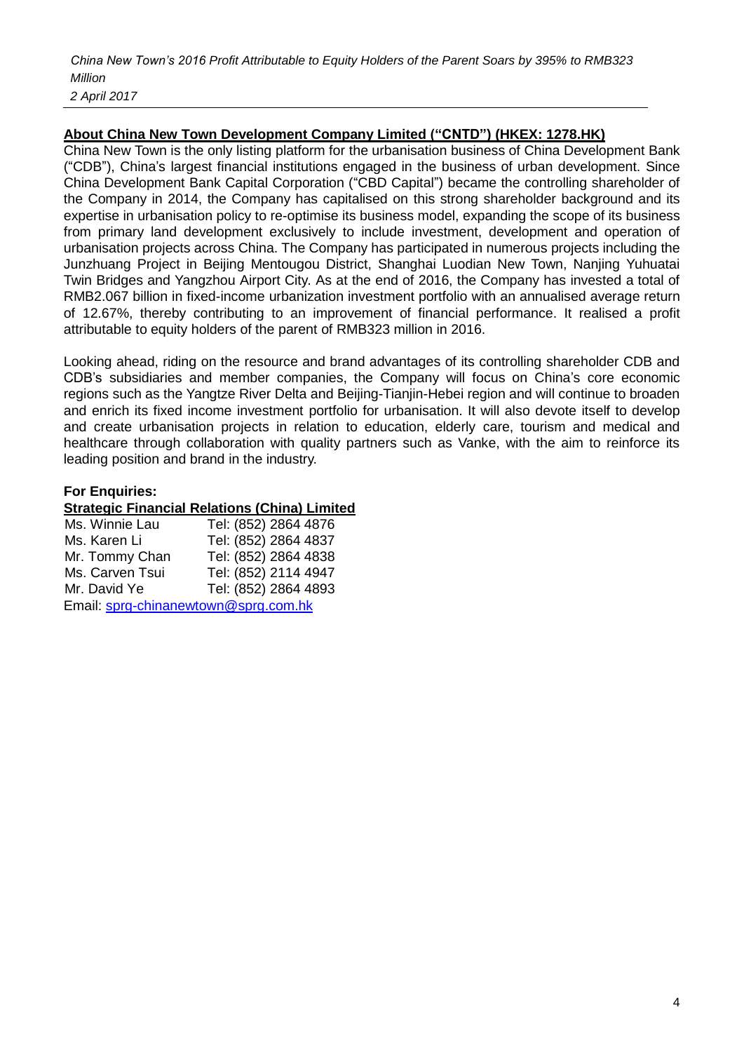## About China New Town Development Company Limited ("CNTD") (HKEX: 1278.HK)

China New Town is the only listing platform for the urbanisation business of China Development Bank ("CDB"), China's largest financial institutions engaged in the business of urban development. Since China Development Bank Capital Corporation ("CBD Capital") became the controlling shareholder of the Company in 2014, the Company has capitalised on this strong shareholder background and its expertise in urbanisation policy to re-optimise its business model, expanding the scope of its business from primary land development exclusively to include investment, development and operation of urbanisation projects across China. The Company has participated in numerous projects including the Junzhuang Project in Beijing Mentougou District, Shanghai Luodian New Town, Nanjing Yuhuatai Twin Bridges and Yangzhou Airport City. As at the end of 2016, the Company has invested a total of RMB2.067 billion in fixed-income urbanization investment portfolio with an annualised average return of 12.67%, thereby contributing to an improvement of financial performance. It realised a profit attributable to equity holders of the parent of RMB323 million in 2016.

Looking ahead, riding on the resource and brand advantages of its controlling shareholder CDB and CDB's subsidiaries and member companies, the Company will focus on China's core economic regions such as the Yangtze River Delta and Beijing-Tianjin-Hebei region and will continue to broaden and enrich its fixed income investment portfolio for urbanisation. It will also devote itself to develop and create urbanisation projects in relation to education, elderly care, tourism and medical and healthcare through collaboration with quality partners such as Vanke, with the aim to reinforce its leading position and brand in the industry.

**For Enquiries:**

**Strategic Financial Relations (China) Limited**

| | |
|---|---|
| Ms. Winnie Lau | Tel: (852) 2864 4876 |
| Ms. Karen Li | Tel: (852) 2864 4837 |
| Mr. Tommy Chan | Tel: (852) 2864 4838 |
| Ms. Carven Tsui | Tel: (852) 2114 4947 |
| Mr. David Ye | Tel: (852) 2864 4893 |

Email: sprg-chinanewtown@sprg.com.hk